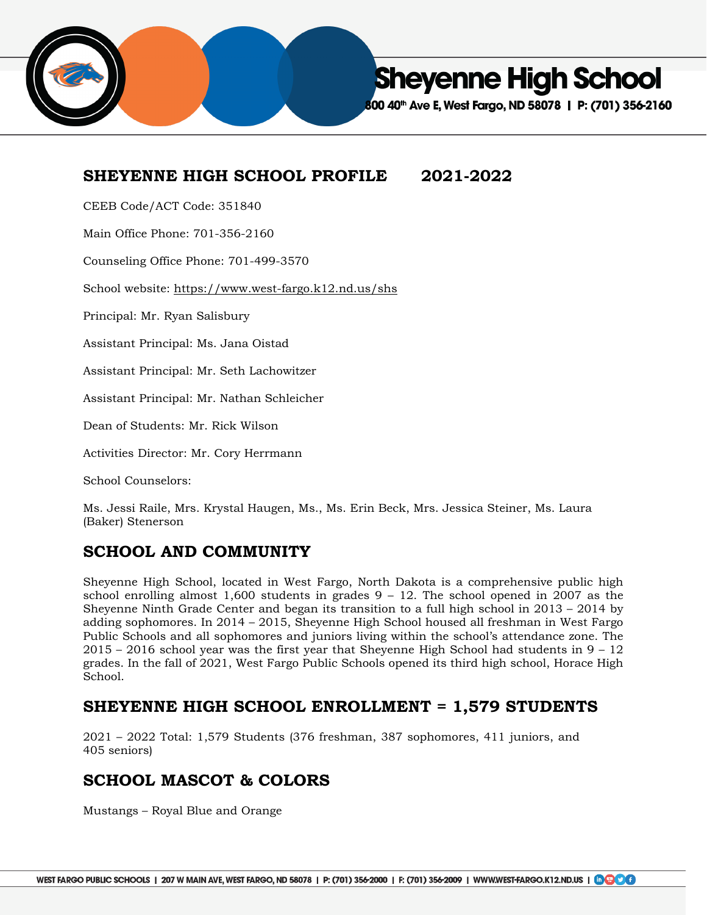Sheyenne High School

800 40th Ave E, West Fargo, ND 58078 | P: (701) 356-2160

## SHEYENNE HIGH SCHOOL PROFILE 2021-2022

CEEB Code/ACT Code: 351840

Main Office Phone: 701-356-2160

Counseling Office Phone: 701-499-3570

School website: https://www.west-fargo.k12.nd.us/shs

Principal: Mr. Ryan Salisbury

Assistant Principal: Ms. Jana Oistad

Assistant Principal: Mr. Seth Lachowitzer

Assistant Principal: Mr. Nathan Schleicher

Dean of Students: Mr. Rick Wilson

Activities Director: Mr. Cory Herrmann

School Counselors:

Ms. Jessi Raile, Mrs. Krystal Haugen, Ms., Ms. Erin Beck, Mrs. Jessica Steiner, Ms. Laura (Baker) Stenerson

## SCHOOL AND COMMUNITY

Sheyenne High School, located in West Fargo, North Dakota is a comprehensive public high school enrolling almost 1,600 students in grades 9 – 12. The school opened in 2007 as the Sheyenne Ninth Grade Center and began its transition to a full high school in 2013 – 2014 by adding sophomores. In 2014 – 2015, Sheyenne High School housed all freshman in West Fargo Public Schools and all sophomores and juniors living within the school's attendance zone. The 2015 – 2016 school year was the first year that Sheyenne High School had students in 9 – 12 grades. In the fall of 2021, West Fargo Public Schools opened its third high school, Horace High School.

## SHEYENNE HIGH SCHOOL ENROLLMENT = 1,579 STUDENTS

2021 – 2022 Total: 1,579 Students (376 freshman, 387 sophomores, 411 juniors, and 405 seniors)

## SCHOOL MASCOT & COLORS

Mustangs – Royal Blue and Orange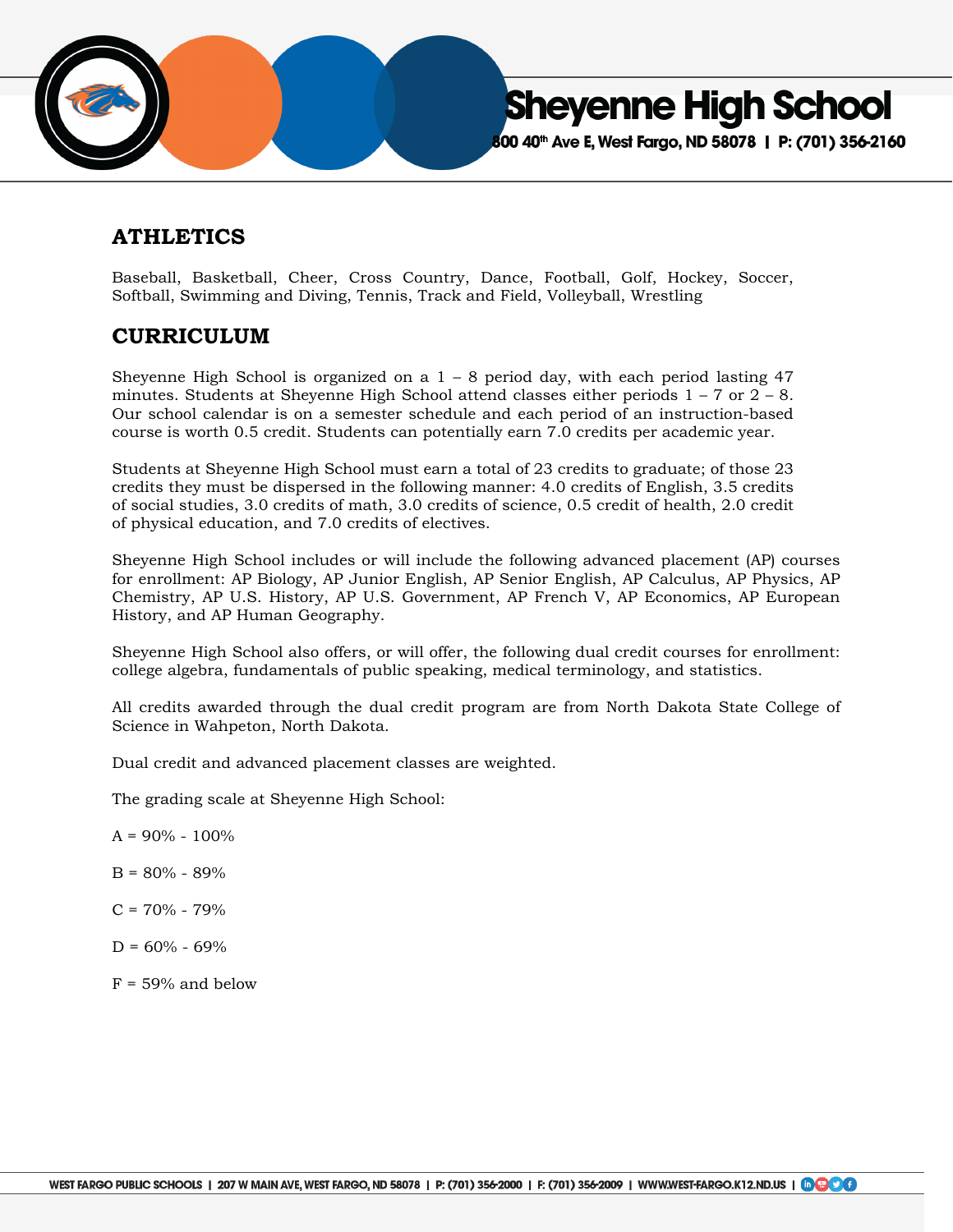## ATHLETICS

Baseball, Basketball, Cheer, Cross Country, Dance, Football, Golf, Hockey, Soccer, Softball, Swimming and Diving, Tennis, Track and Field, Volleyball, Wrestling

## CURRICULUM

Sheyenne High School is organized on a 1 – 8 period day, with each period lasting 47 minutes. Students at Sheyenne High School attend classes either periods 1 – 7 or 2 – 8. Our school calendar is on a semester schedule and each period of an instruction-based course is worth 0.5 credit. Students can potentially earn 7.0 credits per academic year.

Students at Sheyenne High School must earn a total of 23 credits to graduate; of those 23 credits they must be dispersed in the following manner: 4.0 credits of English, 3.5 credits of social studies, 3.0 credits of math, 3.0 credits of science, 0.5 credit of health, 2.0 credit of physical education, and 7.0 credits of electives.

Sheyenne High School includes or will include the following advanced placement (AP) courses for enrollment: AP Biology, AP Junior English, AP Senior English, AP Calculus, AP Physics, AP Chemistry, AP U.S. History, AP U.S. Government, AP French V, AP Economics, AP European History, and AP Human Geography.

Sheyenne High School also offers, or will offer, the following dual credit courses for enrollment: college algebra, fundamentals of public speaking, medical terminology, and statistics.

All credits awarded through the dual credit program are from North Dakota State College of Science in Wahpeton, North Dakota.

Dual credit and advanced placement classes are weighted.

The grading scale at Sheyenne High School:

A = 90% - 100%

B = 80% - 89%

C = 70% - 79%

D = 60% - 69%

F = 59% and below